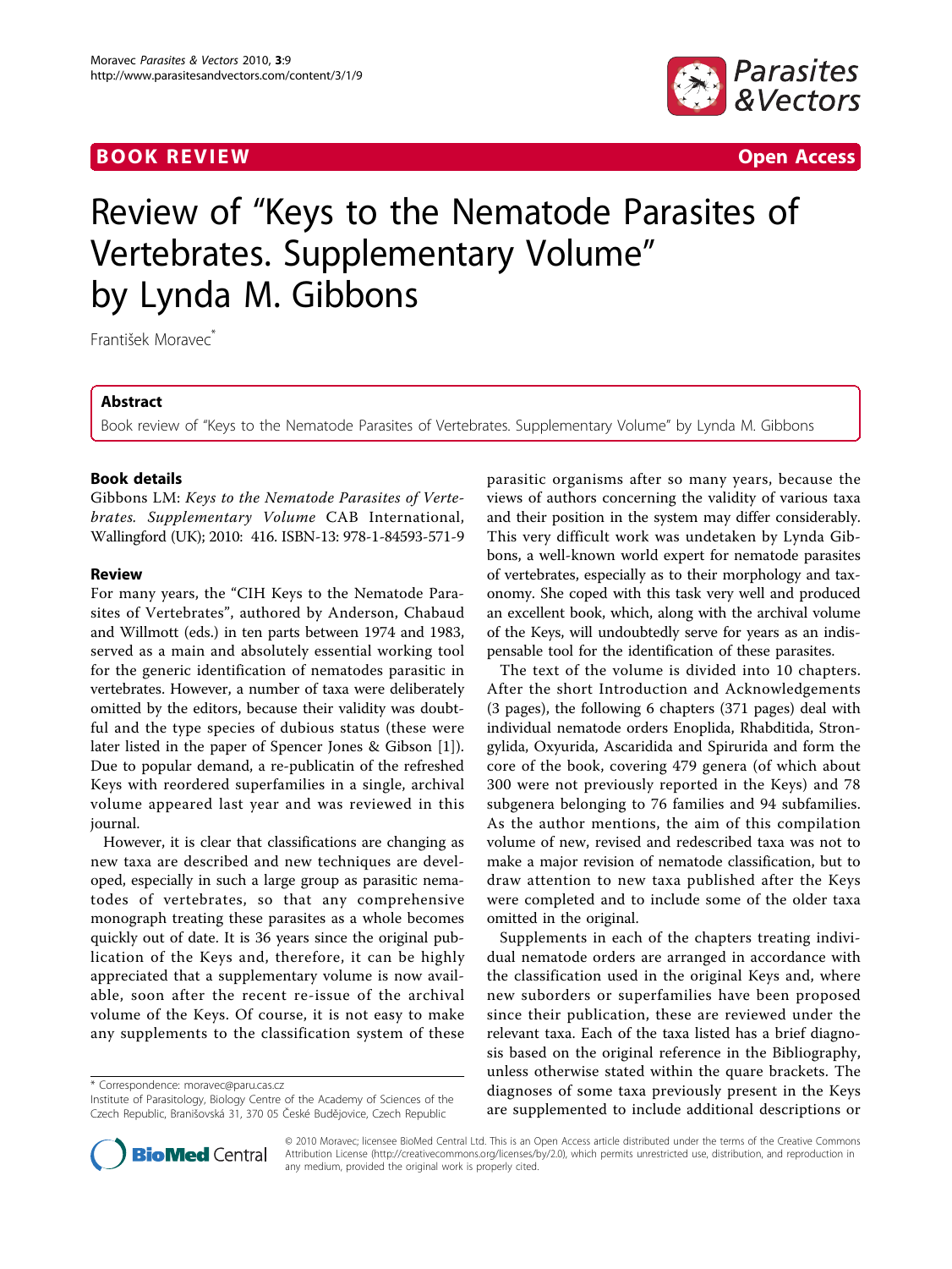# Review of "Keys to the Nematode Parasites of Vertebrates. Supplementary Volume" by Lynda M. Gibbons

František Moravec*

## Abstract

Book review of "Keys to the Nematode Parasites of Vertebrates. Supplementary Volume" by Lynda M. Gibbons

### Book details

Gibbons LM: *Keys to the Nematode Parasites of Vertebrates. Supplementary Volume* CAB International, Wallingford (UK); 2010: 416. ISBN-13: 978-1-84593-571-9

### Review

For many years, the "CIH Keys to the Nematode Parasites of Vertebrates", authored by Anderson, Chabaud and Willmott (eds.) in ten parts between 1974 and 1983, served as a main and absolutely essential working tool for the generic identification of nematodes parasitic in vertebrates. However, a number of taxa were deliberately omitted by the editors, because their validity was doubtful and the type species of dubious status (these were later listed in the paper of Spencer Jones & Gibson [1]). Due to popular demand, a re-publicatin of the refreshed Keys with reordered superfamilies in a single, archival volume appeared last year and was reviewed in this journal.

However, it is clear that classifications are changing as new taxa are described and new techniques are developed, especially in such a large group as parasitic nematodes of vertebrates, so that any comprehensive monograph treating these parasites as a whole becomes quickly out of date. It is 36 years since the original publication of the Keys and, therefore, it can be highly appreciated that a supplementary volume is now available, soon after the recent re-issue of the archival volume of the Keys. Of course, it is not easy to make any supplements to the classification system of these parasitic organisms after so many years, because the views of authors concerning the validity of various taxa and their position in the system may differ considerably. This very difficult work was undetaken by Lynda Gibbons, a well-known world expert for nematode parasites of vertebrates, especially as to their morphology and taxonomy. She coped with this task very well and produced an excellent book, which, along with the archival volume of the Keys, will undoubtedly serve for years as an indispensable tool for the identification of these parasites.

The text of the volume is divided into 10 chapters. After the short Introduction and Acknowledgements (3 pages), the following 6 chapters (371 pages) deal with individual nematode orders Enoplida, Rhabditida, Strongylida, Oxyurida, Ascaridida and Spirurida and form the core of the book, covering 479 genera (of which about 300 were not previously reported in the Keys) and 78 subgenera belonging to 76 families and 94 subfamilies. As the author mentions, the aim of this compilation volume of new, revised and redescribed taxa was not to make a major revision of nematode classification, but to draw attention to new taxa published after the Keys were completed and to include some of the older taxa omitted in the original.

Supplements in each of the chapters treating individual nematode orders are arranged in accordance with the classification used in the original Keys and, where new suborders or superfamilies have been proposed since their publication, these are reviewed under the relevant taxa. Each of the taxa listed has a brief diagnosis based on the original reference in the Bibliography, unless otherwise stated within the quare brackets. The diagnoses of some taxa previously present in the Keys are supplemented to include additional descriptions or

\* Correspondence: moravec@paru.cas.cz
Institute of Parasitology, Biology Centre of the Academy of Sciences of the Czech Republic, Branišovská 31, 370 05 České Budějovice, Czech Republic

© 2010 Moravec; licensee BioMed Central Ltd. This is an Open Access article distributed under the terms of the Creative Commons Attribution License (http://creativecommons.org/licenses/by/2.0), which permits unrestricted use, distribution, and reproduction in any medium, provided the original work is properly cited.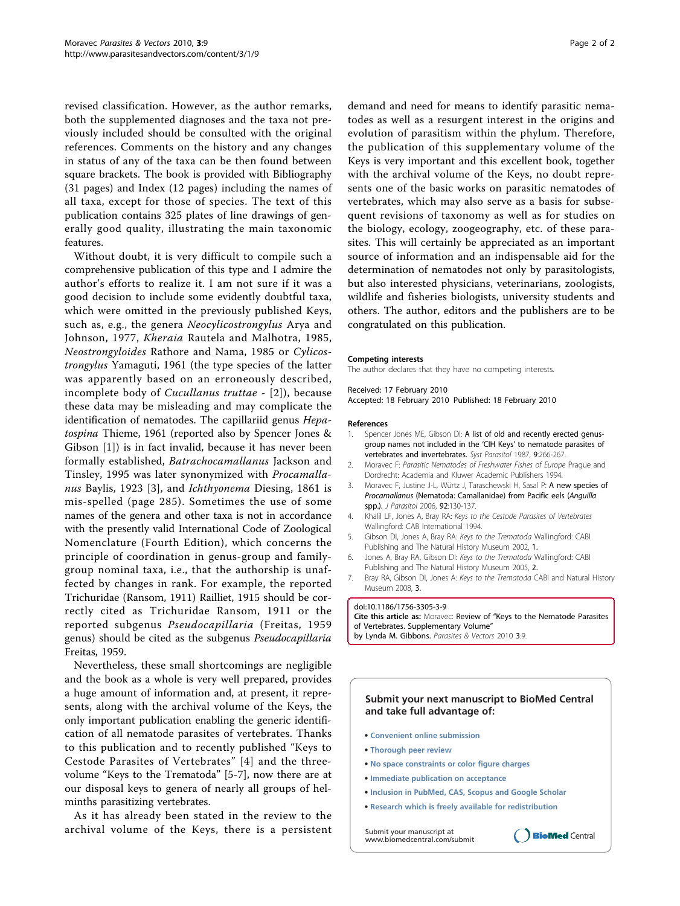revised classification. However, as the author remarks, both the supplemented diagnoses and the taxa not previously included should be consulted with the original references. Comments on the history and any changes in status of any of the taxa can be then found between square brackets. The book is provided with Bibliography (31 pages) and Index (12 pages) including the names of all taxa, except for those of species. The text of this publication contains 325 plates of line drawings of generally good quality, illustrating the main taxonomic features.

Without doubt, it is very difficult to compile such a comprehensive publication of this type and I admire the author's efforts to realize it. I am not sure if it was a good decision to include some evidently doubtful taxa, which were omitted in the previously published Keys, such as, e.g., the genera *Neocylicostrongylus* Arya and Johnson, 1977, *Kheraia* Rautela and Malhotra, 1985, *Neostrongyloides* Rathore and Nama, 1985 or *Cylicostrongylus* Yamaguti, 1961 (the type species of the latter was apparently based on an erroneously described, incomplete body of *Cucullanus truttae* - [2]), because these data may be misleading and may complicate the identification of nematodes. The capillariid genus *Hepatospina* Thieme, 1961 (reported also by Spencer Jones & Gibson [1]) is in fact invalid, because it has never been formally established, *Batrachocamallanus* Jackson and Tinsley, 1995 was later synonymized with *Procamallanus* Baylis, 1923 [3], and *Ichthyonema* Diesing, 1861 is mis-spelled (page 285). Sometimes the use of some names of the genera and other taxa is not in accordance with the presently valid International Code of Zoological Nomenclature (Fourth Edition), which concerns the principle of coordination in genus-group and family-group nominal taxa, i.e., that the authorship is unaffected by changes in rank. For example, the reported Trichuridae (Ransom, 1911) Railliet, 1915 should be correctly cited as Trichuridae Ransom, 1911 or the reported subgenus *Pseudocapillaria* (Freitas, 1959 genus) should be cited as the subgenus *Pseudocapillaria* Freitas, 1959.

Nevertheless, these small shortcomings are negligible and the book as a whole is very well prepared, provides a huge amount of information and, at present, it represents, along with the archival volume of the Keys, the only important publication enabling the generic identification of all nematode parasites of vertebrates. Thanks to this publication and to recently published "Keys to Cestode Parasites of Vertebrates" [4] and the three-volume "Keys to the Trematoda" [5-7], now there are at our disposal keys to genera of nearly all groups of helminths parasitizing vertebrates.

As it has already been stated in the review to the archival volume of the Keys, there is a persistent demand and need for means to identify parasitic nematodes as well as a resurgent interest in the origins and evolution of parasitism within the phylum. Therefore, the publication of this supplementary volume of the Keys is very important and this excellent book, together with the archival volume of the Keys, no doubt represents one of the basic works on parasitic nematodes of vertebrates, which may also serve as a basis for subsequent revisions of taxonomy as well as for studies on the biology, ecology, zoogeography, etc. of these parasites. This will certainly be appreciated as an important source of information and an indispensable aid for the determination of nematodes not only by parasitologists, but also interested physicians, veterinarians, zoologists, wildlife and fisheries biologists, university students and others. The author, editors and the publishers are to be congratulated on this publication.

#### Competing interests

The author declares that they have no competing interests.

Received: 17 February 2010
Accepted: 18 February 2010 Published: 18 February 2010

#### References

1. Spencer Jones ME, Gibson DI: A list of old and recently erected genus-group names not included in the 'CIH Keys' to nematode parasites of vertebrates and invertebrates. *Syst Parasitol* 1987, 9:266-267.
2. Moravec F: *Parasitic Nematodes of Freshwater Fishes of Europe* Prague and Dordrecht: Academia and Kluwer Academic Publishers 1994.
3. Moravec F, Justine J-L, Würtz J, Taraschewski H, Sasal P: A new species of *Procamallanus* (Nematoda: Camallanidae) from Pacific eels (*Anguilla* spp.). *J Parasitol* 2006, 92:130-137.
4. Khalil LF, Jones A, Bray RA: *Keys to the Cestode Parasites of Vertebrates* Wallingford: CAB International 1994.
5. Gibson DI, Jones A, Bray RA: *Keys to the Trematoda* Wallingford: CABI Publishing and The Natural History Museum 2002, 1.
6. Jones A, Bray RA, Gibson DI: *Keys to the Trematoda* Wallingford: CABI Publishing and The Natural History Museum 2005, 2.
7. Bray RA, Gibson DI, Jones A: *Keys to the Trematoda* CABI and Natural History Museum 2008, 3.

doi:10.1186/1756-3305-3-9
**Cite this article as:** Moravec: Review of "Keys to the Nematode Parasites of Vertebrates. Supplementary Volume" by Lynda M. Gibbons. *Parasites & Vectors* 2010 3:9.

**Submit your next manuscript to BioMed Central and take full advantage of:**

- Convenient online submission
- Thorough peer review
- No space constraints or color figure charges
- Immediate publication on acceptance
- Inclusion in PubMed, CAS, Scopus and Google Scholar
- Research which is freely available for redistribution

Submit your manuscript at
www.biomedcentral.com/submit

BioMed Central